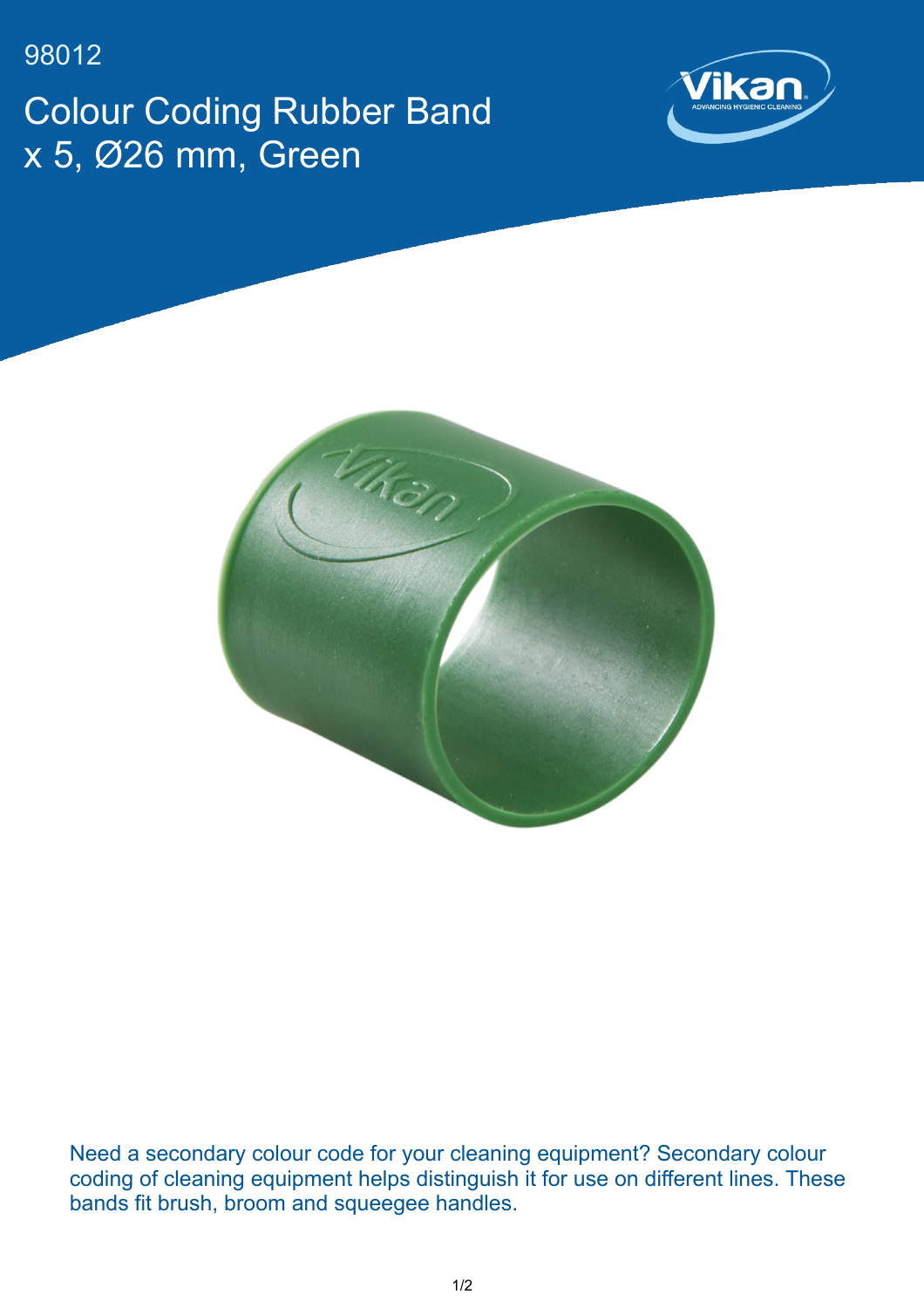98012

# Colour Coding Rubber Band x 5, Ø26 mm, Green

Need a secondary colour code for your cleaning equipment? Secondary colour coding of cleaning equipment helps distinguish it for use on different lines. These bands fit brush, broom and squeegee handles.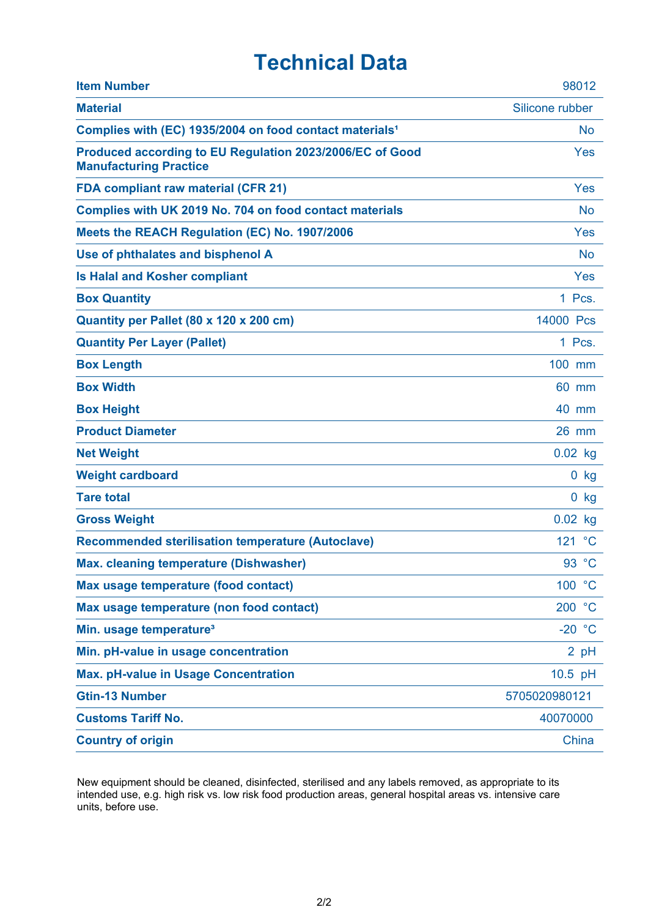# Technical Data

| | |
|---|---|
| **Item Number** | 98012 |
| **Material** | Silicone rubber |
| **Complies with (EC) 1935/2004 on food contact materials[1]** | No |
| **Produced according to EU Regulation 2023/2006/EC of Good Manufacturing Practice** | Yes |
| **FDA compliant raw material (CFR 21)** | Yes |
| **Complies with UK 2019 No. 704 on food contact materials** | No |
| **Meets the REACH Regulation (EC) No. 1907/2006** | Yes |
| **Use of phthalates and bisphenol A** | No |
| **Is Halal and Kosher compliant** | Yes |
| **Box Quantity** | 1 Pcs. |
| **Quantity per Pallet (80 x 120 x 200 cm)** | 14000 Pcs |
| **Quantity Per Layer (Pallet)** | 1 Pcs. |
| **Box Length** | 100 mm |
| **Box Width** | 60 mm |
| **Box Height** | 40 mm |
| **Product Diameter** | 26 mm |
| **Net Weight** | 0.02 kg |
| **Weight cardboard** | 0 kg |
| **Tare total** | 0 kg |
| **Gross Weight** | 0.02 kg |
| **Recommended sterilisation temperature (Autoclave)** | 121 °C |
| **Max. cleaning temperature (Dishwasher)** | 93 °C |
| **Max usage temperature (food contact)** | 100 °C |
| **Max usage temperature (non food contact)** | 200 °C |
| **Min. usage temperature[3]** | -20 °C |
| **Min. pH-value in usage concentration** | 2 pH |
| **Max. pH-value in Usage Concentration** | 10.5 pH |
| **Gtin-13 Number** | 5705020980121 |
| **Customs Tariff No.** | 40070000 |
| **Country of origin** | China |

New equipment should be cleaned, disinfected, sterilised and any labels removed, as appropriate to its intended use, e.g. high risk vs. low risk food production areas, general hospital areas vs. intensive care units, before use.